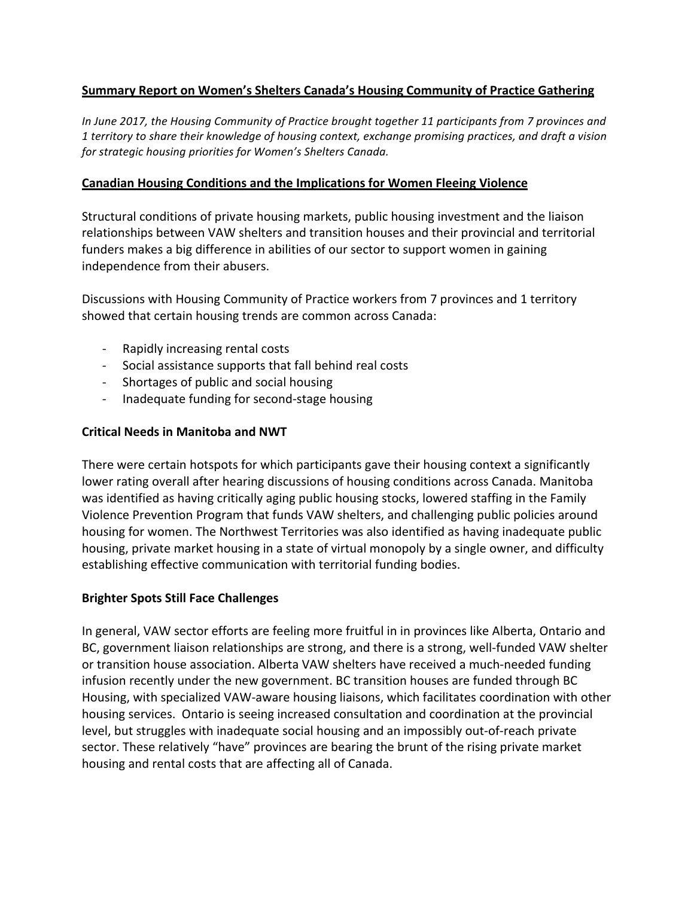## Summary Report on Women's Shelters Canada's Housing Community of Practice Gathering

*In June 2017, the Housing Community of Practice brought together 11 participants from 7 provinces and 1 territory to share their knowledge of housing context, exchange promising practices, and draft a vision for strategic housing priorities for Women's Shelters Canada.*

## Canadian Housing Conditions and the Implications for Women Fleeing Violence

Structural conditions of private housing markets, public housing investment and the liaison relationships between VAW shelters and transition houses and their provincial and territorial funders makes a big difference in abilities of our sector to support women in gaining independence from their abusers.

Discussions with Housing Community of Practice workers from 7 provinces and 1 territory showed that certain housing trends are common across Canada:

- Rapidly increasing rental costs
- Social assistance supports that fall behind real costs
- Shortages of public and social housing
- Inadequate funding for second-stage housing

### Critical Needs in Manitoba and NWT

There were certain hotspots for which participants gave their housing context a significantly lower rating overall after hearing discussions of housing conditions across Canada. Manitoba was identified as having critically aging public housing stocks, lowered staffing in the Family Violence Prevention Program that funds VAW shelters, and challenging public policies around housing for women. The Northwest Territories was also identified as having inadequate public housing, private market housing in a state of virtual monopoly by a single owner, and difficulty establishing effective communication with territorial funding bodies.

### Brighter Spots Still Face Challenges

In general, VAW sector efforts are feeling more fruitful in in provinces like Alberta, Ontario and BC, government liaison relationships are strong, and there is a strong, well-funded VAW shelter or transition house association. Alberta VAW shelters have received a much-needed funding infusion recently under the new government. BC transition houses are funded through BC Housing, with specialized VAW-aware housing liaisons, which facilitates coordination with other housing services. Ontario is seeing increased consultation and coordination at the provincial level, but struggles with inadequate social housing and an impossibly out-of-reach private sector. These relatively "have" provinces are bearing the brunt of the rising private market housing and rental costs that are affecting all of Canada.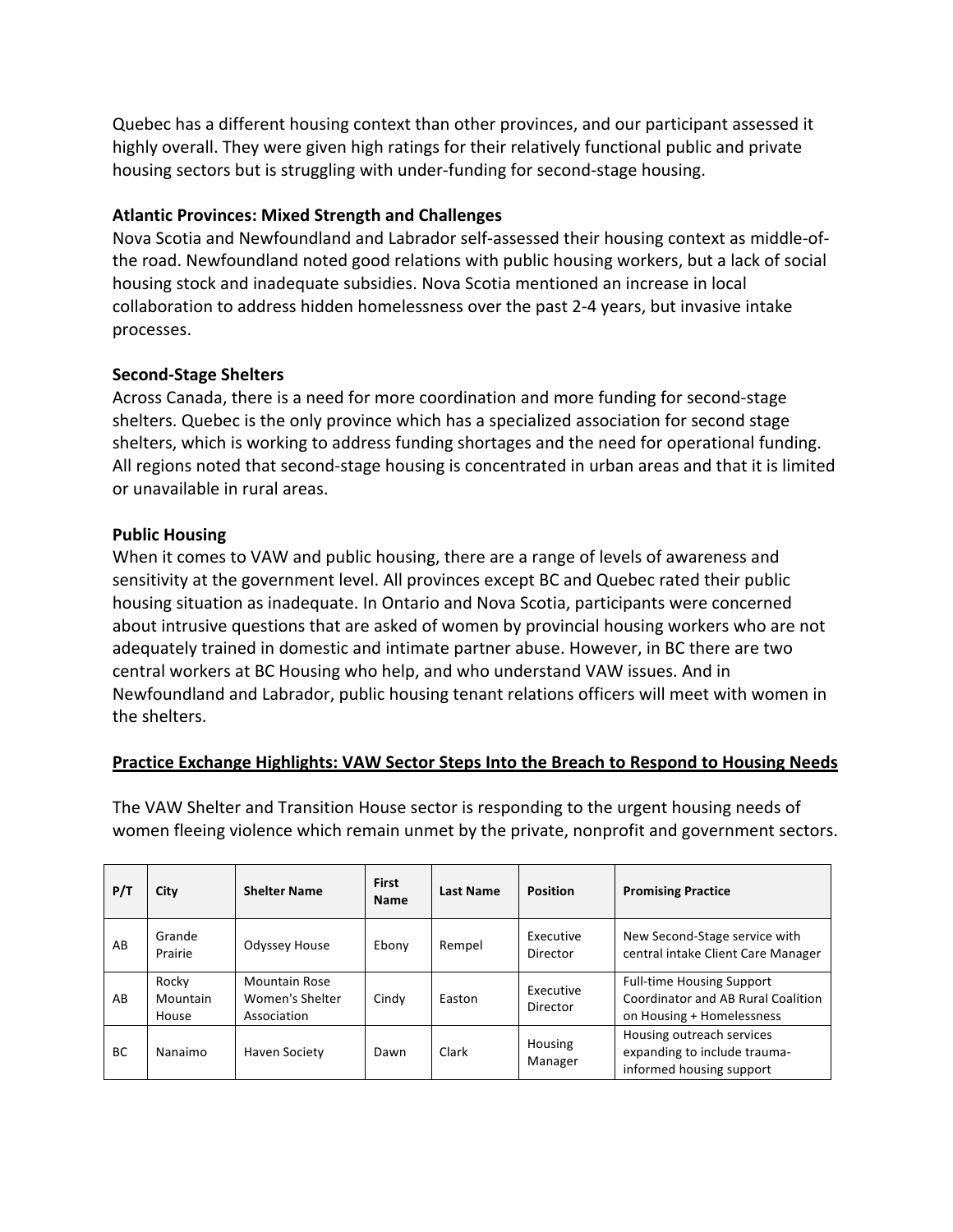Quebec has a different housing context than other provinces, and our participant assessed it highly overall. They were given high ratings for their relatively functional public and private housing sectors but is struggling with under-funding for second-stage housing.

**Atlantic Provinces: Mixed Strength and Challenges**

Nova Scotia and Newfoundland and Labrador self-assessed their housing context as middle-of-the road. Newfoundland noted good relations with public housing workers, but a lack of social housing stock and inadequate subsidies. Nova Scotia mentioned an increase in local collaboration to address hidden homelessness over the past 2-4 years, but invasive intake processes.

**Second-Stage Shelters**

Across Canada, there is a need for more coordination and more funding for second-stage shelters. Quebec is the only province which has a specialized association for second stage shelters, which is working to address funding shortages and the need for operational funding. All regions noted that second-stage housing is concentrated in urban areas and that it is limited or unavailable in rural areas.

**Public Housing**

When it comes to VAW and public housing, there are a range of levels of awareness and sensitivity at the government level. All provinces except BC and Quebec rated their public housing situation as inadequate. In Ontario and Nova Scotia, participants were concerned about intrusive questions that are asked of women by provincial housing workers who are not adequately trained in domestic and intimate partner abuse. However, in BC there are two central workers at BC Housing who help, and who understand VAW issues. And in Newfoundland and Labrador, public housing tenant relations officers will meet with women in the shelters.

**Practice Exchange Highlights: VAW Sector Steps Into the Breach to Respond to Housing Needs**

The VAW Shelter and Transition House sector is responding to the urgent housing needs of women fleeing violence which remain unmet by the private, nonprofit and government sectors.

| P/T | City | Shelter Name | First Name | Last Name | Position | Promising Practice |
|---|---|---|---|---|---|---|
| AB | Grande Prairie | Odyssey House | Ebony | Rempel | Executive Director | New Second-Stage service with central intake Client Care Manager |
| AB | Rocky Mountain House | Mountain Rose Women's Shelter Association | Cindy | Easton | Executive Director | Full-time Housing Support Coordinator and AB Rural Coalition on Housing + Homelessness |
| BC | Nanaimo | Haven Society | Dawn | Clark | Housing Manager | Housing outreach services expanding to include trauma-informed housing support |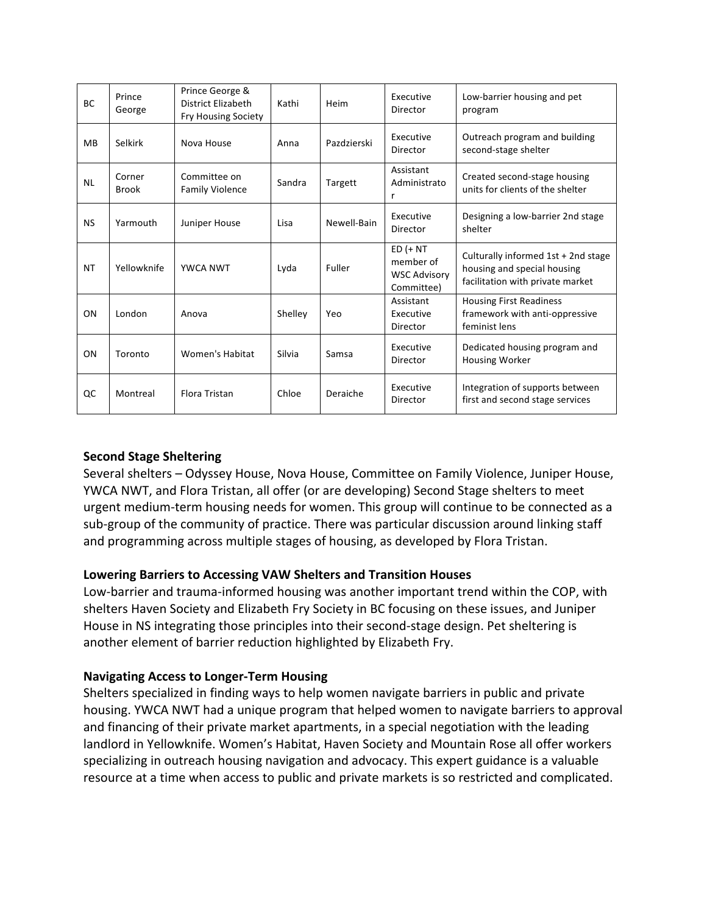| BC | Prince George | Prince George & District Elizabeth Fry Housing Society | Kathi | Heim | Executive Director | Low-barrier housing and pet program |
|---|---|---|---|---|---|---|
| MB | Selkirk | Nova House | Anna | Pazdzierski | Executive Director | Outreach program and building second-stage shelter |
| NL | Corner Brook | Committee on Family Violence | Sandra | Targett | Assistant Administrator | Created second-stage housing units for clients of the shelter |
| NS | Yarmouth | Juniper House | Lisa | Newell-Bain | Executive Director | Designing a low-barrier 2nd stage shelter |
| NT | Yellowknife | YWCA NWT | Lyda | Fuller | ED (+ NT member of WSC Advisory Committee) | Culturally informed 1st + 2nd stage housing and special housing facilitation with private market |
| ON | London | Anova | Shelley | Yeo | Assistant Executive Director | Housing First Readiness framework with anti-oppressive feminist lens |
| ON | Toronto | Women's Habitat | Silvia | Samsa | Executive Director | Dedicated housing program and Housing Worker |
| QC | Montreal | Flora Tristan | Chloe | Deraiche | Executive Director | Integration of supports between first and second stage services |

**Second Stage Sheltering**

Several shelters – Odyssey House, Nova House, Committee on Family Violence, Juniper House, YWCA NWT, and Flora Tristan, all offer (or are developing) Second Stage shelters to meet urgent medium-term housing needs for women. This group will continue to be connected as a sub-group of the community of practice. There was particular discussion around linking staff and programming across multiple stages of housing, as developed by Flora Tristan.

**Lowering Barriers to Accessing VAW Shelters and Transition Houses**

Low-barrier and trauma-informed housing was another important trend within the COP, with shelters Haven Society and Elizabeth Fry Society in BC focusing on these issues, and Juniper House in NS integrating those principles into their second-stage design. Pet sheltering is another element of barrier reduction highlighted by Elizabeth Fry.

**Navigating Access to Longer-Term Housing**

Shelters specialized in finding ways to help women navigate barriers in public and private housing. YWCA NWT had a unique program that helped women to navigate barriers to approval and financing of their private market apartments, in a special negotiation with the leading landlord in Yellowknife. Women's Habitat, Haven Society and Mountain Rose all offer workers specializing in outreach housing navigation and advocacy. This expert guidance is a valuable resource at a time when access to public and private markets is so restricted and complicated.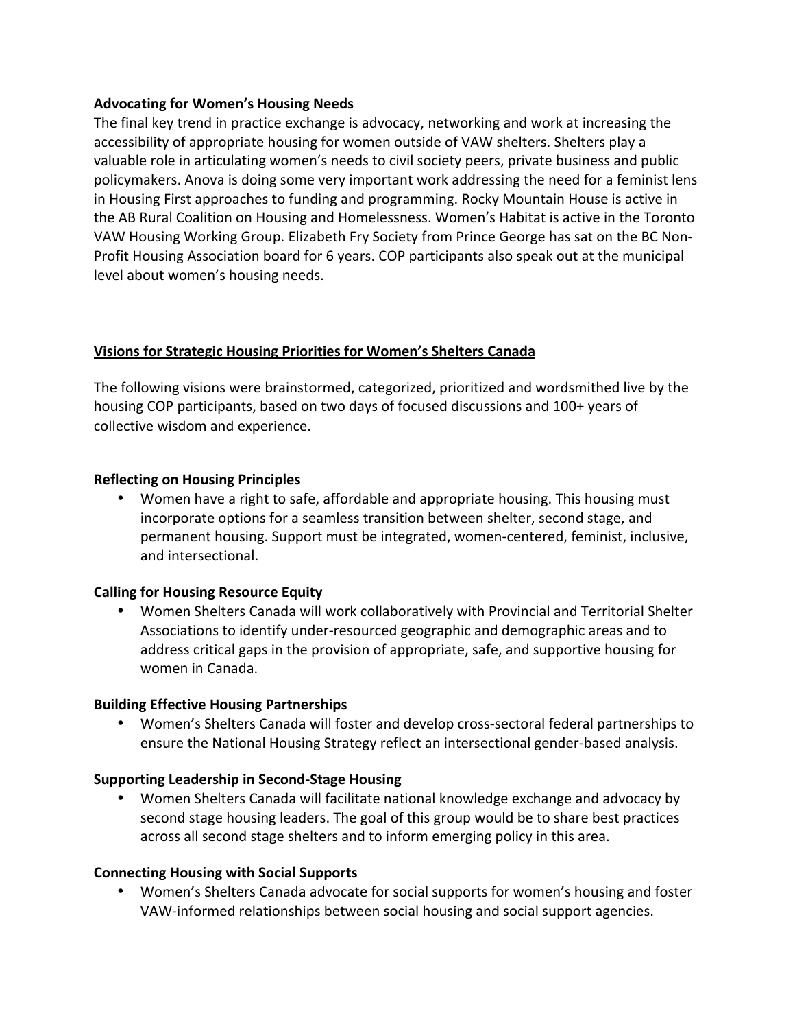**Advocating for Women's Housing Needs**

The final key trend in practice exchange is advocacy, networking and work at increasing the accessibility of appropriate housing for women outside of VAW shelters. Shelters play a valuable role in articulating women's needs to civil society peers, private business and public policymakers. Anova is doing some very important work addressing the need for a feminist lens in Housing First approaches to funding and programming. Rocky Mountain House is active in the AB Rural Coalition on Housing and Homelessness. Women's Habitat is active in the Toronto VAW Housing Working Group. Elizabeth Fry Society from Prince George has sat on the BC Non-Profit Housing Association board for 6 years. COP participants also speak out at the municipal level about women's housing needs.

## Visions for Strategic Housing Priorities for Women's Shelters Canada

The following visions were brainstormed, categorized, prioritized and wordsmithed live by the housing COP participants, based on two days of focused discussions and 100+ years of collective wisdom and experience.

**Reflecting on Housing Principles**

- Women have a right to safe, affordable and appropriate housing. This housing must incorporate options for a seamless transition between shelter, second stage, and permanent housing. Support must be integrated, women-centered, feminist, inclusive, and intersectional.

**Calling for Housing Resource Equity**

- Women Shelters Canada will work collaboratively with Provincial and Territorial Shelter Associations to identify under-resourced geographic and demographic areas and to address critical gaps in the provision of appropriate, safe, and supportive housing for women in Canada.

**Building Effective Housing Partnerships**

- Women's Shelters Canada will foster and develop cross-sectoral federal partnerships to ensure the National Housing Strategy reflect an intersectional gender-based analysis.

**Supporting Leadership in Second-Stage Housing**

- Women Shelters Canada will facilitate national knowledge exchange and advocacy by second stage housing leaders. The goal of this group would be to share best practices across all second stage shelters and to inform emerging policy in this area.

**Connecting Housing with Social Supports**

- Women's Shelters Canada advocate for social supports for women's housing and foster VAW-informed relationships between social housing and social support agencies.